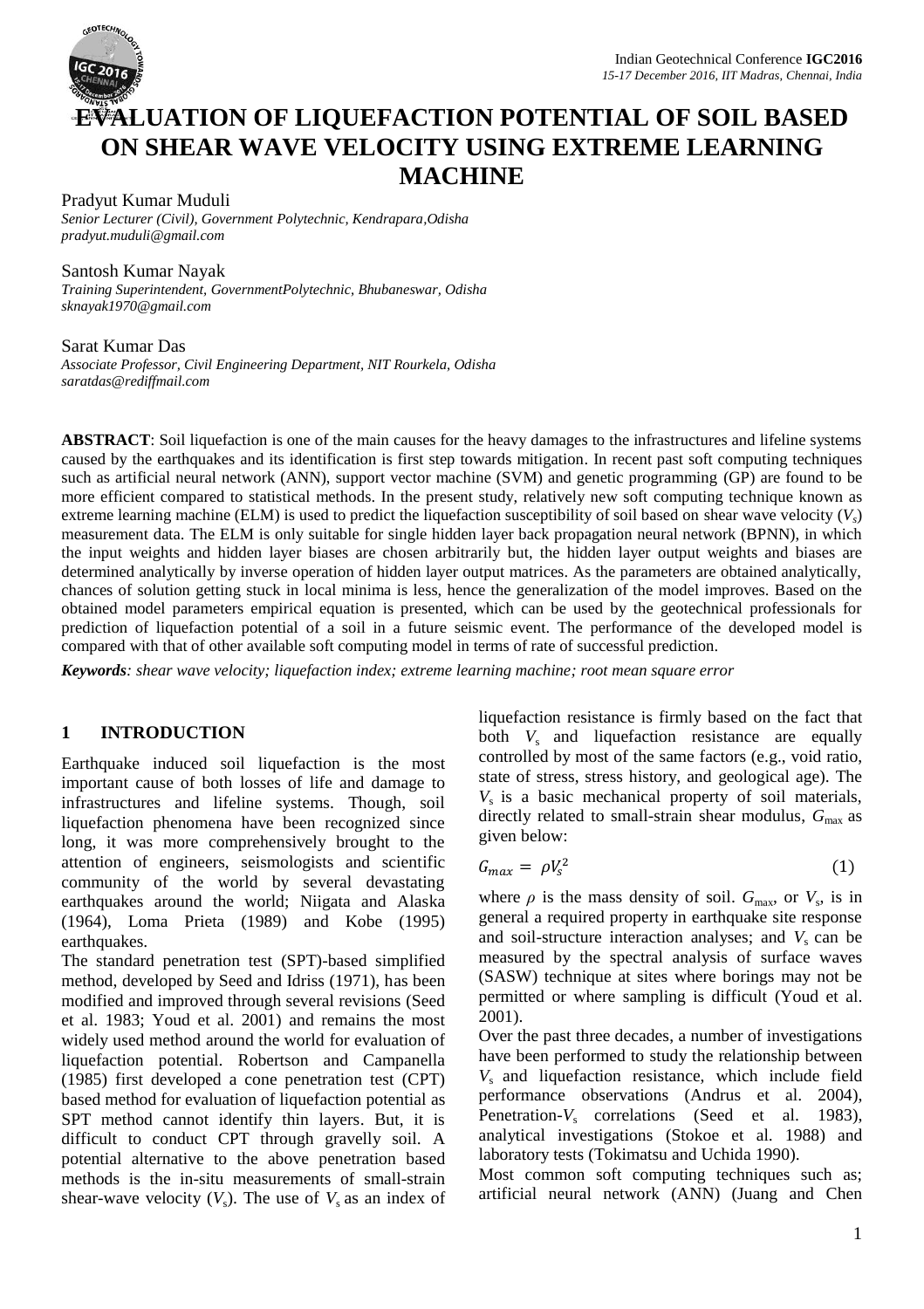# EVALUATION OF LIQUEFACTION POTENTIAL OF SOIL BASED ON SHEAR WAVE VELOCITY USING EXTREME LEARNING MACHINE

Pradyut Kumar Muduli
*Senior Lecturer (Civil), Government Polytechnic, Kendrapara,Odisha*
*pradyut.muduli@gmail.com*

Santosh Kumar Nayak
*Training Superintendent, GovernmentPolytechnic, Bhubaneswar, Odisha*
*sknayak1970@gmail.com*

Sarat Kumar Das
*Associate Professor, Civil Engineering Department, NIT Rourkela, Odisha*
*saratdas@rediffmail.com*

**ABSTRACT**: Soil liquefaction is one of the main causes for the heavy damages to the infrastructures and lifeline systems caused by the earthquakes and its identification is first step towards mitigation. In recent past soft computing techniques such as artificial neural network (ANN), support vector machine (SVM) and genetic programming (GP) are found to be more efficient compared to statistical methods. In the present study, relatively new soft computing technique known as extreme learning machine (ELM) is used to predict the liquefaction susceptibility of soil based on shear wave velocity ($V_s$) measurement data. The ELM is only suitable for single hidden layer back propagation neural network (BPNN), in which the input weights and hidden layer biases are chosen arbitrarily but, the hidden layer output weights and biases are determined analytically by inverse operation of hidden layer output matrices. As the parameters are obtained analytically, chances of solution getting stuck in local minima is less, hence the generalization of the model improves. Based on the obtained model parameters empirical equation is presented, which can be used by the geotechnical professionals for prediction of liquefaction potential of a soil in a future seismic event. The performance of the developed model is compared with that of other available soft computing model in terms of rate of successful prediction.

***Keywords****: shear wave velocity; liquefaction index; extreme learning machine; root mean square error*

## 1 INTRODUCTION

Earthquake induced soil liquefaction is the most important cause of both losses of life and damage to infrastructures and lifeline systems. Though, soil liquefaction phenomena have been recognized since long, it was more comprehensively brought to the attention of engineers, seismologists and scientific community of the world by several devastating earthquakes around the world; Niigata and Alaska (1964), Loma Prieta (1989) and Kobe (1995) earthquakes.

The standard penetration test (SPT)-based simplified method, developed by Seed and Idriss (1971), has been modified and improved through several revisions (Seed et al. 1983; Youd et al. 2001) and remains the most widely used method around the world for evaluation of liquefaction potential. Robertson and Campanella (1985) first developed a cone penetration test (CPT) based method for evaluation of liquefaction potential as SPT method cannot identify thin layers. But, it is difficult to conduct CPT through gravelly soil. A potential alternative to the above penetration based methods is the in-situ measurements of small-strain shear-wave velocity ($V_s$). The use of $V_s$ as an index of liquefaction resistance is firmly based on the fact that both $V_s$ and liquefaction resistance are equally controlled by most of the same factors (e.g., void ratio, state of stress, stress history, and geological age). The $V_s$ is a basic mechanical property of soil materials, directly related to small-strain shear modulus, $G_{max}$ as given below:

$$G_{max} = \rho V_s^2 \tag{1}$$

where $\rho$ is the mass density of soil. $G_{max}$, or $V_s$, is in general a required property in earthquake site response and soil-structure interaction analyses; and $V_s$ can be measured by the spectral analysis of surface waves (SASW) technique at sites where borings may not be permitted or where sampling is difficult (Youd et al. 2001).

Over the past three decades, a number of investigations have been performed to study the relationship between $V_s$ and liquefaction resistance, which include field performance observations (Andrus et al. 2004), Penetration-$V_s$ correlations (Seed et al. 1983), analytical investigations (Stokoe et al. 1988) and laboratory tests (Tokimatsu and Uchida 1990).

Most common soft computing techniques such as; artificial neural network (ANN) (Juang and Chen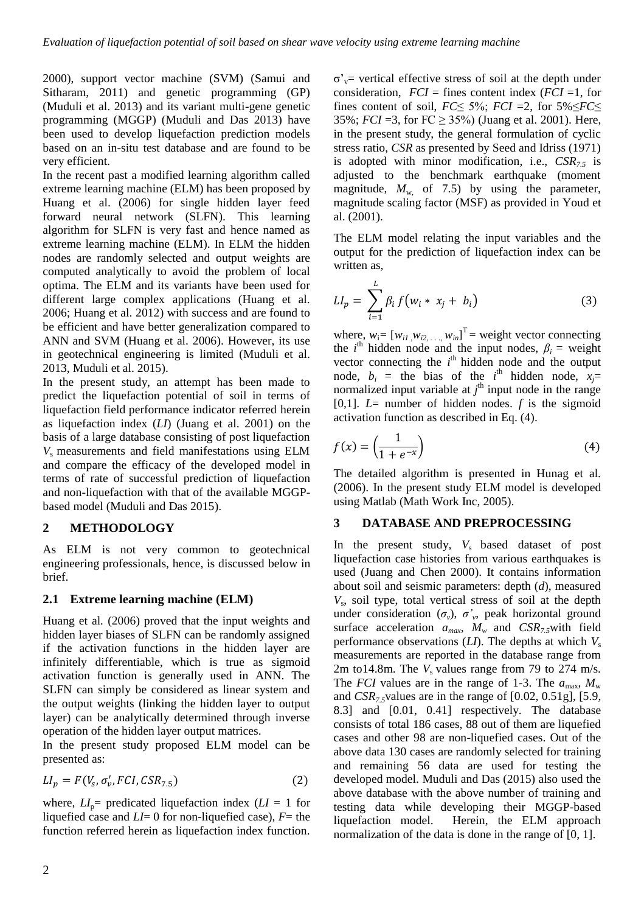2000), support vector machine (SVM) (Samui and Sitharam, 2011) and genetic programming (GP) (Muduli et al. 2013) and its variant multi-gene genetic programming (MGGP) (Muduli and Das 2013) have been used to develop liquefaction prediction models based on an in-situ test database and are found to be very efficient.

In the recent past a modified learning algorithm called extreme learning machine (ELM) has been proposed by Huang et al. (2006) for single hidden layer feed forward neural network (SLFN). This learning algorithm for SLFN is very fast and hence named as extreme learning machine (ELM). In ELM the hidden nodes are randomly selected and output weights are computed analytically to avoid the problem of local optima. The ELM and its variants have been used for different large complex applications (Huang et al. 2006; Huang et al. 2012) with success and are found to be efficient and have better generalization compared to ANN and SVM (Huang et al. 2006). However, its use in geotechnical engineering is limited (Muduli et al. 2013, Muduli et al. 2015).

In the present study, an attempt has been made to predict the liquefaction potential of soil in terms of liquefaction field performance indicator referred herein as liquefaction index (*LI*) (Juang et al. 2001) on the basis of a large database consisting of post liquefaction $V_s$ measurements and field manifestations using ELM and compare the efficacy of the developed model in terms of rate of successful prediction of liquefaction and non-liquefaction with that of the available MGGP-based model (Muduli and Das 2015).

## 2 METHODOLOGY

As ELM is not very common to geotechnical engineering professionals, hence, is discussed below in brief.

### 2.1 Extreme learning machine (ELM)

Huang et al. (2006) proved that the input weights and hidden layer biases of SLFN can be randomly assigned if the activation functions in the hidden layer are infinitely differentiable, which is true as sigmoid activation function is generally used in ANN. The SLFN can simply be considered as linear system and the output weights (linking the hidden layer to output layer) can be analytically determined through inverse operation of the hidden layer output matrices.

In the present study proposed ELM model can be presented as:

$$LI_p = F(V_s, \sigma'_v, FCI, CSR_{7.5}) \tag{2}$$

where, $LI_p$= predicated liquefaction index ($LI$ = 1 for liquefied case and $LI$= 0 for non-liquefied case), $F$= the function referred herein as liquefaction index function. $\sigma'_v$= vertical effective stress of soil at the depth under consideration, $FCI$ = fines content index ($FCI$ =1, for fines content of soil, $FC \leq$ 5%; $FCI$ =2, for 5%$\leq FC \leq$ 35%; $FCI$ =3, for FC $\geq$ 35%) (Juang et al. 2001). Here, in the present study, the general formulation of cyclic stress ratio, *CSR* as presented by Seed and Idriss (1971) is adopted with minor modification, i.e., $CSR_{7.5}$ is adjusted to the benchmark earthquake (moment magnitude, $M_w$, of 7.5) by using the parameter, magnitude scaling factor (MSF) as provided in Youd et al. (2001).

The ELM model relating the input variables and the output for the prediction of liquefaction index can be written as,

$$LI_p = \sum_{i=1}^{L} \beta_i \, f\left(w_i * x_j + b_i\right) \tag{3}$$

where, $w_i = [w_{i1}, w_{i2, \ldots,} w_{in}]^T$ = weight vector connecting the $i^{th}$ hidden node and the input nodes, $\beta_i$ = weight vector connecting the $i^{th}$ hidden node and the output node, $b_i$ = the bias of the $i^{th}$ hidden node, $x_j$= normalized input variable at $j^{th}$ input node in the range [0,1]. $L$= number of hidden nodes. $f$ is the sigmoid activation function as described in Eq. (4).

$$f(x) = \left(\frac{1}{1+e^{-x}}\right) \tag{4}$$

The detailed algorithm is presented in Hunag et al. (2006). In the present study ELM model is developed using Matlab (Math Work Inc, 2005).

## 3 DATABASE AND PREPROCESSING

In the present study, $V_s$ based dataset of post liquefaction case histories from various earthquakes is used (Juang and Chen 2000). It contains information about soil and seismic parameters: depth ($d$), measured $V_s$, soil type, total vertical stress of soil at the depth under consideration ($\sigma_v$), $\sigma'_v$, peak horizontal ground surface acceleration $a_{max}$, $M_w$ and $CSR_{7.5}$with field performance observations ($LI$). The depths at which $V_s$ measurements are reported in the database range from 2m to14.8m. The $V_s$ values range from 79 to 274 m/s. The $FCI$ values are in the range of 1-3. The $a_{max}$, $M_w$ and $CSR_{7.5}$values are in the range of [0.02, 0.51g], [5.9, 8.3] and [0.01, 0.41] respectively. The database consists of total 186 cases, 88 out of them are liquefied cases and other 98 are non-liquefied cases. Out of the above data 130 cases are randomly selected for training and remaining 56 data are used for testing the developed model. Muduli and Das (2015) also used the above database with the above number of training and testing data while developing their MGGP-based liquefaction model. Herein, the ELM approach normalization of the data is done in the range of [0, 1].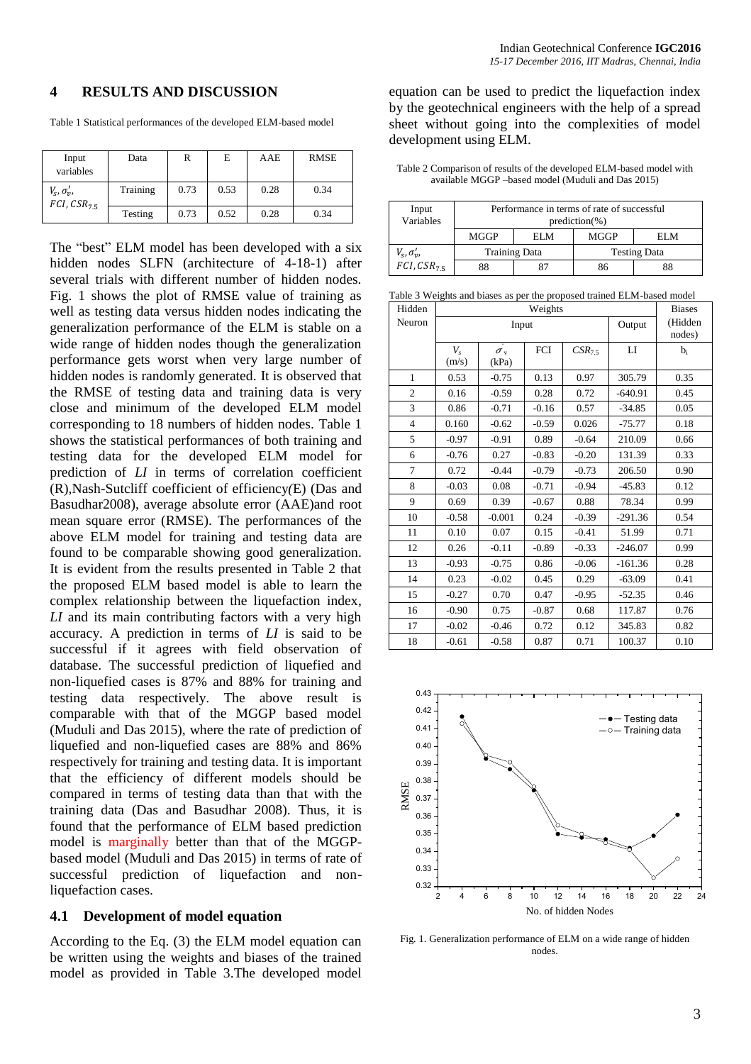## 4 RESULTS AND DISCUSSION

Table 1 Statistical performances of the developed ELM-based model

| Input variables | Data | R | E | AAE | RMSE |
|---|---|---|---|---|---|
| $V_s, \sigma'_v,$ $FCI, CSR_{7.5}$ | Training | 0.73 | 0.53 | 0.28 | 0.34 |
| | Testing | 0.73 | 0.52 | 0.28 | 0.34 |

The "best" ELM model has been developed with a six hidden nodes SLFN (architecture of 4-18-1) after several trials with different number of hidden nodes. Fig. 1 shows the plot of RMSE value of training as well as testing data versus hidden nodes indicating the generalization performance of the ELM is stable on a wide range of hidden nodes though the generalization performance gets worst when very large number of hidden nodes is randomly generated. It is observed that the RMSE of testing data and training data is very close and minimum of the developed ELM model corresponding to 18 numbers of hidden nodes. Table 1 shows the statistical performances of both training and testing data for the developed ELM model for prediction of *LI* in terms of correlation coefficient (R),Nash-Sutcliff coefficient of efficiency(E) (Das and Basudhar2008), average absolute error (AAE)and root mean square error (RMSE). The performances of the above ELM model for training and testing data are found to be comparable showing good generalization. It is evident from the results presented in Table 2 that the proposed ELM based model is able to learn the complex relationship between the liquefaction index, *LI* and its main contributing factors with a very high accuracy. A prediction in terms of *LI* is said to be successful if it agrees with field observation of database. The successful prediction of liquefied and non-liquefied cases is 87% and 88% for training and testing data respectively. The above result is comparable with that of the MGGP based model (Muduli and Das 2015), where the rate of prediction of liquefied and non-liquefied cases are 88% and 86% respectively for training and testing data. It is important that the efficiency of different models should be compared in terms of testing data than that with the training data (Das and Basudhar 2008). Thus, it is found that the performance of ELM based prediction model is marginally better than that of the MGGP-based model (Muduli and Das 2015) in terms of rate of successful prediction of liquefaction and non-liquefaction cases.

### 4.1 Development of model equation

According to the Eq. (3) the ELM model equation can be written using the weights and biases of the trained model as provided in Table 3.The developed model equation can be used to predict the liquefaction index by the geotechnical engineers with the help of a spread sheet without going into the complexities of model development using ELM.

Table 2 Comparison of results of the developed ELM-based model with available MGGP –based model (Muduli and Das 2015)

| Input Variables | Performance in terms of rate of successful prediction(%) | | | |
|---|---|---|---|---|
| | MGGP | ELM | MGGP | ELM |
| | Training Data | | Testing Data | |
| $V_s, \sigma'_v,$ $FCI, CSR_{7.5}$ | 88 | 87 | 86 | 88 |

Table 3 Weights and biases as per the proposed trained ELM-based model

| Hidden Neuron | Weights | | | | | Biases (Hidden nodes) |
|---|---|---|---|---|---|---|
| | Input | | | | Output | |
| | $V_s$ (m/s) | $\sigma'_v$ (kPa) | FCI | $CSR_{7.5}$ | LI | $b_i$ |
| 1 | 0.53 | -0.75 | 0.13 | 0.97 | 305.79 | 0.35 |
| 2 | 0.16 | -0.59 | 0.28 | 0.72 | -640.91 | 0.45 |
| 3 | 0.86 | -0.71 | -0.16 | 0.57 | -34.85 | 0.05 |
| 4 | 0.160 | -0.62 | -0.59 | 0.026 | -75.77 | 0.18 |
| 5 | -0.97 | -0.91 | 0.89 | -0.64 | 210.09 | 0.66 |
| 6 | -0.76 | 0.27 | -0.83 | -0.20 | 131.39 | 0.33 |
| 7 | 0.72 | -0.44 | -0.79 | -0.73 | 206.50 | 0.90 |
| 8 | -0.03 | 0.08 | -0.71 | -0.94 | -45.83 | 0.12 |
| 9 | 0.69 | 0.39 | -0.67 | 0.88 | 78.34 | 0.99 |
| 10 | -0.58 | -0.001 | 0.24 | -0.39 | -291.36 | 0.54 |
| 11 | 0.10 | 0.07 | 0.15 | -0.41 | 51.99 | 0.71 |
| 12 | 0.26 | -0.11 | -0.89 | -0.33 | -246.07 | 0.99 |
| 13 | -0.93 | -0.75 | 0.86 | -0.06 | -161.36 | 0.28 |
| 14 | 0.23 | -0.02 | 0.45 | 0.29 | -63.09 | 0.41 |
| 15 | -0.27 | 0.70 | 0.47 | -0.95 | -52.35 | 0.46 |
| 16 | -0.90 | 0.75 | -0.87 | 0.68 | 117.87 | 0.76 |
| 17 | -0.02 | -0.46 | 0.72 | 0.12 | 345.83 | 0.82 |
| 18 | -0.61 | -0.58 | 0.87 | 0.71 | 100.37 | 0.10 |

Fig. 1. Generalization performance of ELM on a wide range of hidden nodes.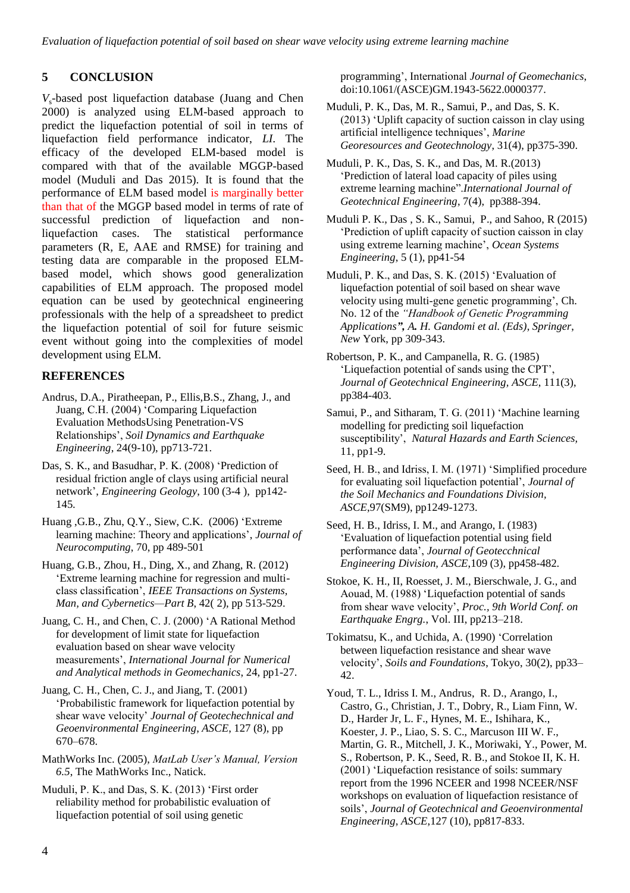## 5 CONCLUSION

$V_s$-based post liquefaction database (Juang and Chen 2000) is analyzed using ELM-based approach to predict the liquefaction potential of soil in terms of liquefaction field performance indicator, *LI*. The efficacy of the developed ELM-based model is compared with that of the available MGGP-based model (Muduli and Das 2015). It is found that the performance of ELM based model is marginally better than that of the MGGP based model in terms of rate of successful prediction of liquefaction and non-liquefaction cases. The statistical performance parameters (R, E, AAE and RMSE) for training and testing data are comparable in the proposed ELM-based model, which shows good generalization capabilities of ELM approach. The proposed model equation can be used by geotechnical engineering professionals with the help of a spreadsheet to predict the liquefaction potential of soil for future seismic event without going into the complexities of model development using ELM.

## REFERENCES

Andrus, D.A., Piratheepan, P., Ellis,B.S., Zhang, J., and Juang, C.H. (2004) 'Comparing Liquefaction Evaluation MethodsUsing Penetration-VS Relationships', *Soil Dynamics and Earthquake Engineering*, 24(9-10), pp713-721.

Das, S. K., and Basudhar, P. K. (2008) 'Prediction of residual friction angle of clays using artificial neural network', *Engineering Geology*, 100 (3-4 ), pp142-145.

Huang ,G.B., Zhu, Q.Y., Siew, C.K. (2006) 'Extreme learning machine: Theory and applications', *Journal of Neurocomputing*, 70, pp 489-501

Huang, G.B., Zhou, H., Ding, X., and Zhang, R. (2012) 'Extreme learning machine for regression and multi-class classification', *IEEE Transactions on Systems, Man, and Cybernetics—Part B*, 42( 2), pp 513-529.

Juang, C. H., and Chen, C. J. (2000) 'A Rational Method for development of limit state for liquefaction evaluation based on shear wave velocity measurements', *International Journal for Numerical and Analytical methods in Geomechanics*, 24, pp1-27.

Juang, C. H., Chen, C. J., and Jiang, T. (2001) 'Probabilistic framework for liquefaction potential by shear wave velocity' *Journal of Geotechechnical and Geoenvironmental Engineering, ASCE*, 127 (8), pp 670–678.

MathWorks Inc. (2005), *MatLab User's Manual, Version 6.5*, The MathWorks Inc., Natick.

Muduli, P. K., and Das, S. K. (2013) 'First order reliability method for probabilistic evaluation of liquefaction potential of soil using genetic programming', International *Journal of Geomechanics*, doi:10.1061/(ASCE)GM.1943-5622.0000377.

Muduli, P. K., Das, M. R., Samui, P., and Das, S. K. (2013) 'Uplift capacity of suction caisson in clay using artificial intelligence techniques', *Marine Georesources and Geotechnology*, 31(4), pp375-390.

Muduli, P. K., Das, S. K., and Das, M. R.(2013) 'Prediction of lateral load capacity of piles using extreme learning machine".*International Journal of Geotechnical Engineering*, 7(4), pp388-394.

Muduli P. K., Das , S. K., Samui, P., and Sahoo, R (2015) 'Prediction of uplift capacity of suction caisson in clay using extreme learning machine', *Ocean Systems Engineering*, 5 (1), pp41-54

Muduli, P. K., and Das, S. K. (2015) 'Evaluation of liquefaction potential of soil based on shear wave velocity using multi-gene genetic programming', Ch. No. 12 of the *"Handbook of Genetic Programming Applications", A. H. Gandomi et al. (Eds), Springer, New* York, pp 309-343.

Robertson, P. K., and Campanella, R. G. (1985) 'Liquefaction potential of sands using the CPT', *Journal of Geotechnical Engineering, ASCE*, 111(3), pp384-403.

Samui, P., and Sitharam, T. G. (2011) 'Machine learning modelling for predicting soil liquefaction susceptibility', *Natural Hazards and Earth Sciences*, 11, pp1-9.

Seed, H. B., and Idriss, I. M. (1971) 'Simplified procedure for evaluating soil liquefaction potential', *Journal of the Soil Mechanics and Foundations Division, ASCE*,97(SM9), pp1249-1273.

Seed, H. B., Idriss, I. M., and Arango, I. (1983) 'Evaluation of liquefaction potential using field performance data', *Journal of Geotecchnical Engineering Division, ASCE*,109 (3), pp458-482.

Stokoe, K. H., II, Roesset, J. M., Bierschwale, J. G., and Aouad, M. (1988) 'Liquefaction potential of sands from shear wave velocity', *Proc., 9th World Conf. on Earthquake Engrg.*, Vol. III, pp213–218.

Tokimatsu, K., and Uchida, A. (1990) 'Correlation between liquefaction resistance and shear wave velocity', *Soils and Foundations*, Tokyo, 30(2), pp33–42.

Youd, T. L., Idriss I. M., Andrus, R. D., Arango, I., Castro, G., Christian, J. T., Dobry, R., Liam Finn, W. D., Harder Jr, L. F., Hynes, M. E., Ishihara, K., Koester, J. P., Liao, S. S. C., Marcuson III W. F., Martin, G. R., Mitchell, J. K., Moriwaki, Y., Power, M. S., Robertson, P. K., Seed, R. B., and Stokoe II, K. H. (2001) 'Liquefaction resistance of soils: summary report from the 1996 NCEER and 1998 NCEER/NSF workshops on evaluation of liquefaction resistance of soils', *Journal of Geotechnical and Geoenvironmental Engineering, ASCE*,127 (10), pp817-833.